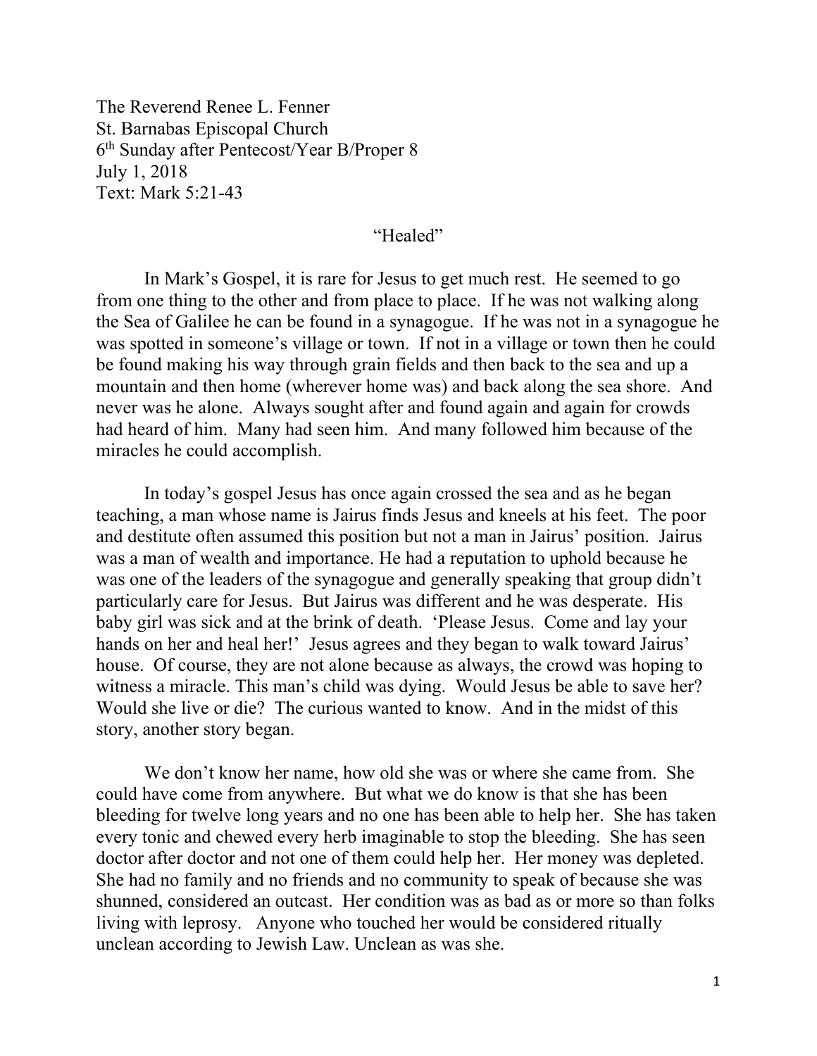The Reverend Renee L. Fenner
St. Barnabas Episcopal Church
6th Sunday after Pentecost/Year B/Proper 8
July 1, 2018
Text: Mark 5:21-43

# "Healed"

In Mark's Gospel, it is rare for Jesus to get much rest. He seemed to go from one thing to the other and from place to place. If he was not walking along the Sea of Galilee he can be found in a synagogue. If he was not in a synagogue he was spotted in someone's village or town. If not in a village or town then he could be found making his way through grain fields and then back to the sea and up a mountain and then home (wherever home was) and back along the sea shore. And never was he alone. Always sought after and found again and again for crowds had heard of him. Many had seen him. And many followed him because of the miracles he could accomplish.

In today's gospel Jesus has once again crossed the sea and as he began teaching, a man whose name is Jairus finds Jesus and kneels at his feet. The poor and destitute often assumed this position but not a man in Jairus' position. Jairus was a man of wealth and importance. He had a reputation to uphold because he was one of the leaders of the synagogue and generally speaking that group didn't particularly care for Jesus. But Jairus was different and he was desperate. His baby girl was sick and at the brink of death. 'Please Jesus. Come and lay your hands on her and heal her!' Jesus agrees and they began to walk toward Jairus' house. Of course, they are not alone because as always, the crowd was hoping to witness a miracle. This man's child was dying. Would Jesus be able to save her? Would she live or die? The curious wanted to know. And in the midst of this story, another story began.

We don't know her name, how old she was or where she came from. She could have come from anywhere. But what we do know is that she has been bleeding for twelve long years and no one has been able to help her. She has taken every tonic and chewed every herb imaginable to stop the bleeding. She has seen doctor after doctor and not one of them could help her. Her money was depleted. She had no family and no friends and no community to speak of because she was shunned, considered an outcast. Her condition was as bad as or more so than folks living with leprosy. Anyone who touched her would be considered ritually unclean according to Jewish Law. Unclean as was she.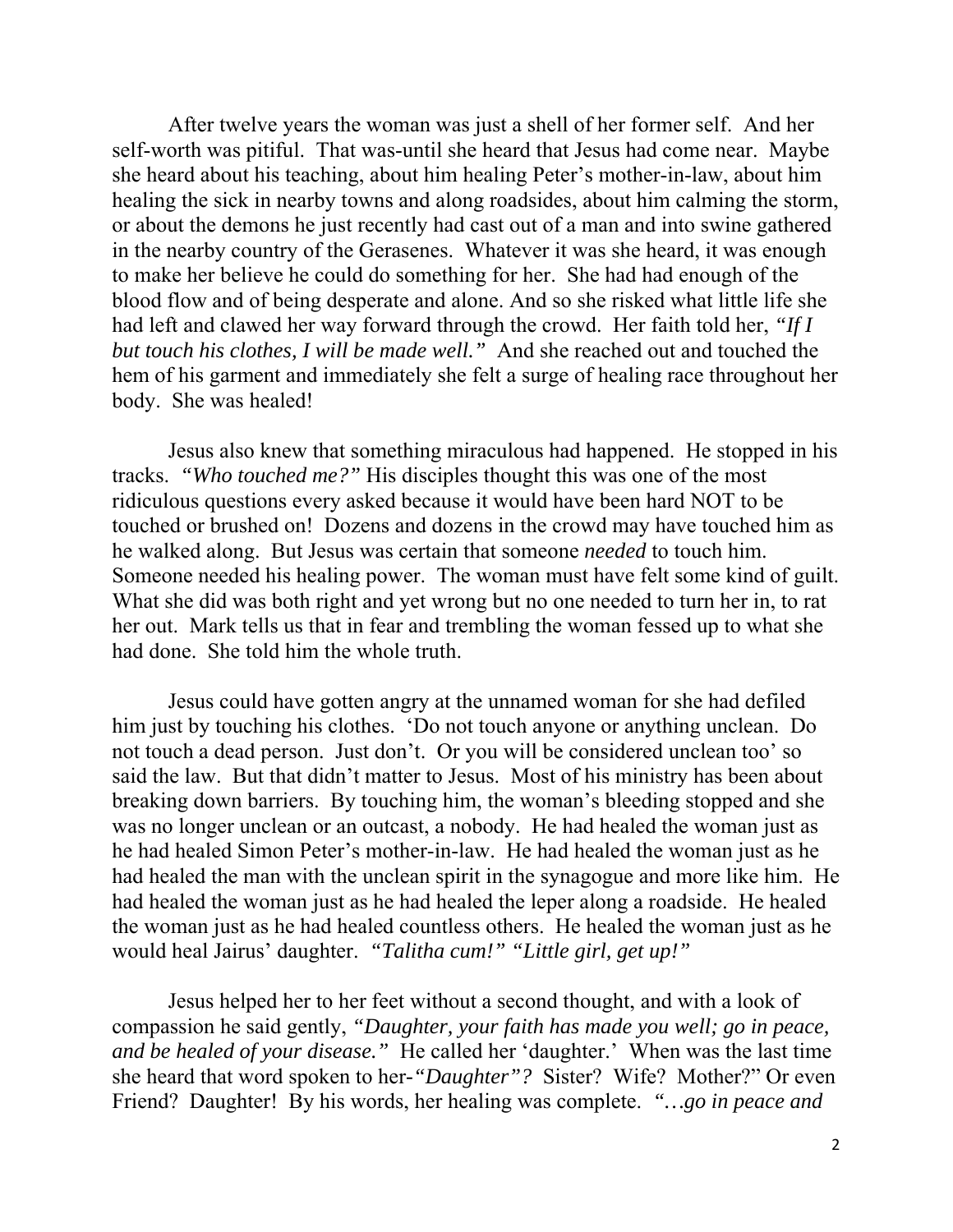After twelve years the woman was just a shell of her former self. And her self-worth was pitiful. That was-until she heard that Jesus had come near. Maybe she heard about his teaching, about him healing Peter's mother-in-law, about him healing the sick in nearby towns and along roadsides, about him calming the storm, or about the demons he just recently had cast out of a man and into swine gathered in the nearby country of the Gerasenes. Whatever it was she heard, it was enough to make her believe he could do something for her. She had had enough of the blood flow and of being desperate and alone. And so she risked what little life she had left and clawed her way forward through the crowd. Her faith told her, *"If I but touch his clothes, I will be made well."* And she reached out and touched the hem of his garment and immediately she felt a surge of healing race throughout her body. She was healed!

Jesus also knew that something miraculous had happened. He stopped in his tracks. *"Who touched me?"* His disciples thought this was one of the most ridiculous questions every asked because it would have been hard NOT to be touched or brushed on! Dozens and dozens in the crowd may have touched him as he walked along. But Jesus was certain that someone *needed* to touch him. Someone needed his healing power. The woman must have felt some kind of guilt. What she did was both right and yet wrong but no one needed to turn her in, to rat her out. Mark tells us that in fear and trembling the woman fessed up to what she had done. She told him the whole truth.

Jesus could have gotten angry at the unnamed woman for she had defiled him just by touching his clothes. 'Do not touch anyone or anything unclean. Do not touch a dead person. Just don't. Or you will be considered unclean too' so said the law. But that didn't matter to Jesus. Most of his ministry has been about breaking down barriers. By touching him, the woman's bleeding stopped and she was no longer unclean or an outcast, a nobody. He had healed the woman just as he had healed Simon Peter's mother-in-law. He had healed the woman just as he had healed the man with the unclean spirit in the synagogue and more like him. He had healed the woman just as he had healed the leper along a roadside. He healed the woman just as he had healed countless others. He healed the woman just as he would heal Jairus' daughter. *"Talitha cum!" "Little girl, get up!"*

Jesus helped her to her feet without a second thought, and with a look of compassion he said gently, *"Daughter, your faith has made you well; go in peace, and be healed of your disease."* He called her 'daughter.' When was the last time she heard that word spoken to her-*"Daughter"?* Sister? Wife? Mother?" Or even Friend? Daughter! By his words, her healing was complete. *"…go in peace and*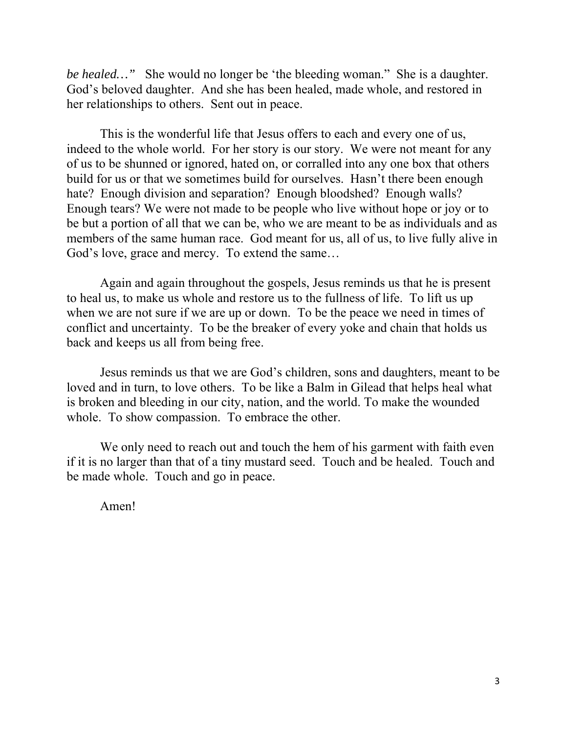*be healed…"* She would no longer be 'the bleeding woman." She is a daughter. God's beloved daughter. And she has been healed, made whole, and restored in her relationships to others. Sent out in peace.

This is the wonderful life that Jesus offers to each and every one of us, indeed to the whole world. For her story is our story. We were not meant for any of us to be shunned or ignored, hated on, or corralled into any one box that others build for us or that we sometimes build for ourselves. Hasn't there been enough hate? Enough division and separation? Enough bloodshed? Enough walls? Enough tears? We were not made to be people who live without hope or joy or to be but a portion of all that we can be, who we are meant to be as individuals and as members of the same human race. God meant for us, all of us, to live fully alive in God's love, grace and mercy. To extend the same…

Again and again throughout the gospels, Jesus reminds us that he is present to heal us, to make us whole and restore us to the fullness of life. To lift us up when we are not sure if we are up or down. To be the peace we need in times of conflict and uncertainty. To be the breaker of every yoke and chain that holds us back and keeps us all from being free.

Jesus reminds us that we are God's children, sons and daughters, meant to be loved and in turn, to love others. To be like a Balm in Gilead that helps heal what is broken and bleeding in our city, nation, and the world. To make the wounded whole. To show compassion. To embrace the other.

We only need to reach out and touch the hem of his garment with faith even if it is no larger than that of a tiny mustard seed. Touch and be healed. Touch and be made whole. Touch and go in peace.

Amen!